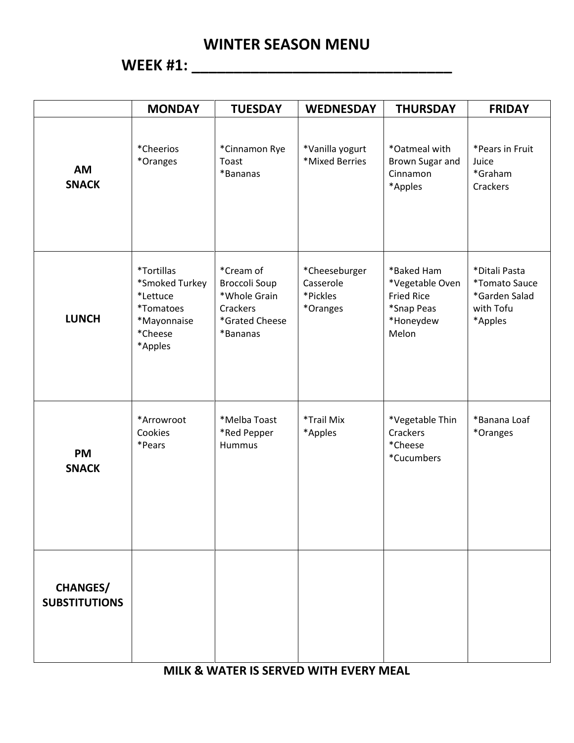# WINTER SEASON MENU

## WEEK #1: ______________________________

| | MONDAY | TUESDAY | WEDNESDAY | THURSDAY | FRIDAY |
|---|---|---|---|---|---|
| **AM SNACK** | *Cheerios<br>*Oranges | *Cinnamon Rye Toast<br>*Bananas | *Vanilla yogurt<br>*Mixed Berries | *Oatmeal with Brown Sugar and Cinnamon<br>*Apples | *Pears in Fruit Juice<br>*Graham Crackers |
| **LUNCH** | *Tortillas<br>*Smoked Turkey<br>*Lettuce<br>*Tomatoes<br>*Mayonnaise<br>*Cheese<br>*Apples | *Cream of Broccoli Soup<br>*Whole Grain Crackers<br>*Grated Cheese<br>*Bananas | *Cheeseburger Casserole<br>*Pickles<br>*Oranges | *Baked Ham<br>*Vegetable Oven Fried Rice<br>*Snap Peas<br>*Honeydew Melon | *Ditali Pasta<br>*Tomato Sauce<br>*Garden Salad with Tofu<br>*Apples |
| **PM SNACK** | *Arrowroot Cookies<br>*Pears | *Melba Toast<br>*Red Pepper Hummus | *Trail Mix<br>*Apples | *Vegetable Thin Crackers<br>*Cheese<br>*Cucumbers | *Banana Loaf<br>*Oranges |
| **CHANGES/ SUBSTITUTIONS** | | | | | |

**MILK & WATER IS SERVED WITH EVERY MEAL**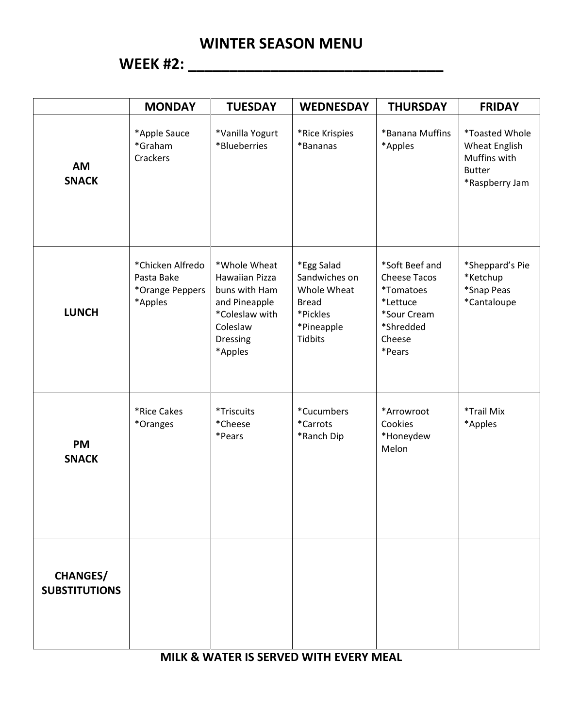# WINTER SEASON MENU

## WEEK #2: ______________________________

| | MONDAY | TUESDAY | WEDNESDAY | THURSDAY | FRIDAY |
|---|---|---|---|---|---|
| **AM SNACK** | *Apple Sauce<br>*Graham Crackers | *Vanilla Yogurt<br>*Blueberries | *Rice Krispies<br>*Bananas | *Banana Muffins<br>*Apples | *Toasted Whole Wheat English Muffins with Butter<br>*Raspberry Jam |
| **LUNCH** | *Chicken Alfredo Pasta Bake<br>*Orange Peppers<br>*Apples | *Whole Wheat Hawaiian Pizza buns with Ham and Pineapple<br>*Coleslaw with Coleslaw Dressing<br>*Apples | *Egg Salad Sandwiches on Whole Wheat Bread<br>*Pickles<br>*Pineapple Tidbits | *Soft Beef and Cheese Tacos<br>*Tomatoes<br>*Lettuce<br>*Sour Cream<br>*Shredded Cheese<br>*Pears | *Sheppard's Pie<br>*Ketchup<br>*Snap Peas<br>*Cantaloupe |
| **PM SNACK** | *Rice Cakes<br>*Oranges | *Triscuits<br>*Cheese<br>*Pears | *Cucumbers<br>*Carrots<br>*Ranch Dip | *Arrowroot Cookies<br>*Honeydew Melon | *Trail Mix<br>*Apples |
| **CHANGES/ SUBSTITUTIONS** | | | | | |

**MILK & WATER IS SERVED WITH EVERY MEAL**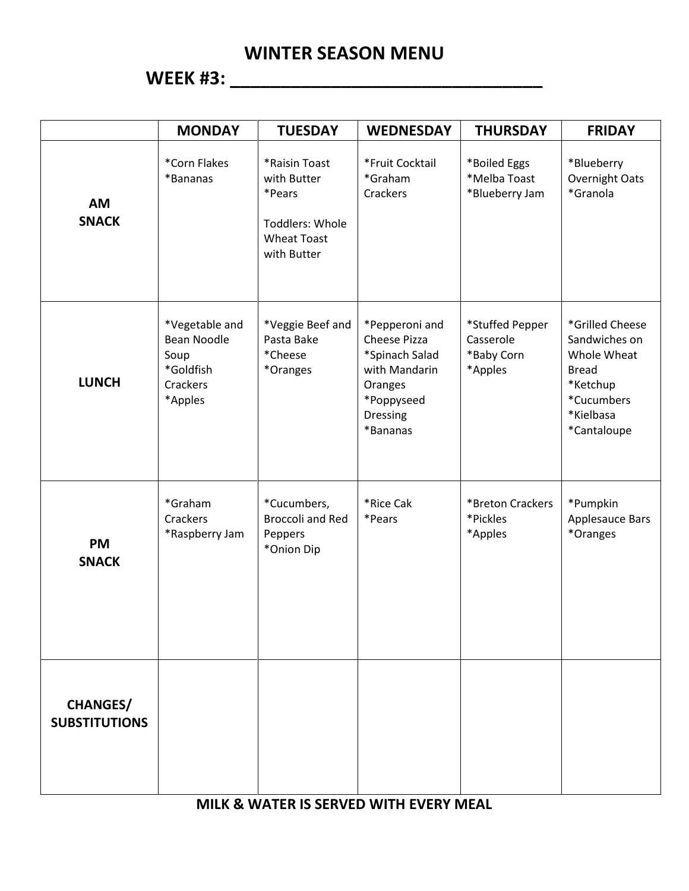# WINTER SEASON MENU

## WEEK #3: ______________________________

| | MONDAY | TUESDAY | WEDNESDAY | THURSDAY | FRIDAY |
|---|---|---|---|---|---|
| **AM SNACK** | *Corn Flakes<br>*Bananas | *Raisin Toast with Butter<br>*Pears<br><br>Toddlers: Whole Wheat Toast with Butter | *Fruit Cocktail<br>*Graham Crackers | *Boiled Eggs<br>*Melba Toast<br>*Blueberry Jam | *Blueberry Overnight Oats<br>*Granola |
| **LUNCH** | *Vegetable and Bean Noodle Soup<br>*Goldfish Crackers<br>*Apples | *Veggie Beef and Pasta Bake<br>*Cheese<br>*Oranges | *Pepperoni and Cheese Pizza<br>*Spinach Salad with Mandarin Oranges<br>*Poppyseed Dressing<br>*Bananas | *Stuffed Pepper Casserole<br>*Baby Corn<br>*Apples | *Grilled Cheese Sandwiches on Whole Wheat Bread<br>*Ketchup<br>*Cucumbers<br>*Kielbasa<br>*Cantaloupe |
| **PM SNACK** | *Graham Crackers<br>*Raspberry Jam | *Cucumbers, Broccoli and Red Peppers<br>*Onion Dip | *Rice Cak<br>*Pears | *Breton Crackers<br>*Pickles<br>*Apples | *Pumpkin Applesauce Bars<br>*Oranges |
| **CHANGES/ SUBSTITUTIONS** | | | | | |

**MILK & WATER IS SERVED WITH EVERY MEAL**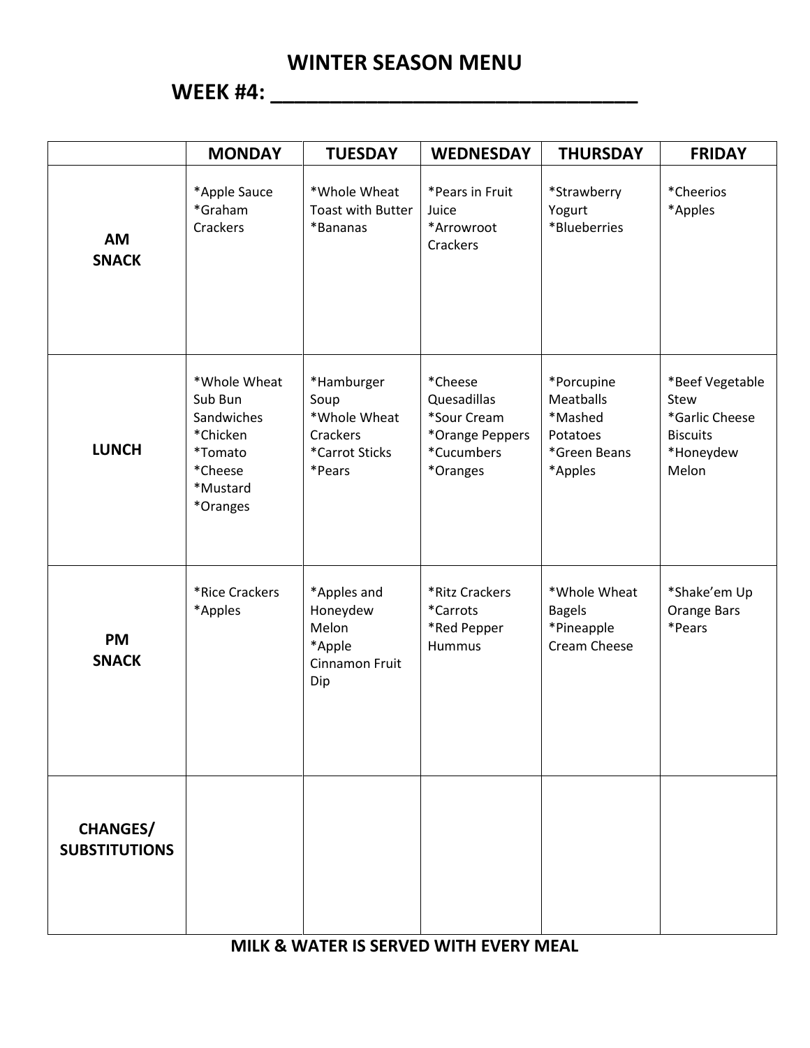# WINTER SEASON MENU

## WEEK #4: ______________________________

| | MONDAY | TUESDAY | WEDNESDAY | THURSDAY | FRIDAY |
|---|---|---|---|---|---|
| **AM SNACK** | *Apple Sauce<br>*Graham Crackers | *Whole Wheat Toast with Butter<br>*Bananas | *Pears in Fruit Juice<br>*Arrowroot Crackers | *Strawberry Yogurt<br>*Blueberries | *Cheerios<br>*Apples |
| **LUNCH** | *Whole Wheat Sub Bun Sandwiches<br>*Chicken<br>*Tomato<br>*Cheese<br>*Mustard<br>*Oranges | *Hamburger Soup<br>*Whole Wheat Crackers<br>*Carrot Sticks<br>*Pears | *Cheese Quesadillas<br>*Sour Cream<br>*Orange Peppers<br>*Cucumbers<br>*Oranges | *Porcupine Meatballs<br>*Mashed Potatoes<br>*Green Beans<br>*Apples | *Beef Vegetable Stew<br>*Garlic Cheese Biscuits<br>*Honeydew Melon |
| **PM SNACK** | *Rice Crackers<br>*Apples | *Apples and Honeydew Melon<br>*Apple Cinnamon Fruit Dip | *Ritz Crackers<br>*Carrots<br>*Red Pepper Hummus | *Whole Wheat Bagels<br>*Pineapple Cream Cheese | *Shake'em Up Orange Bars<br>*Pears |
| **CHANGES/ SUBSTITUTIONS** | | | | | |

**MILK & WATER IS SERVED WITH EVERY MEAL**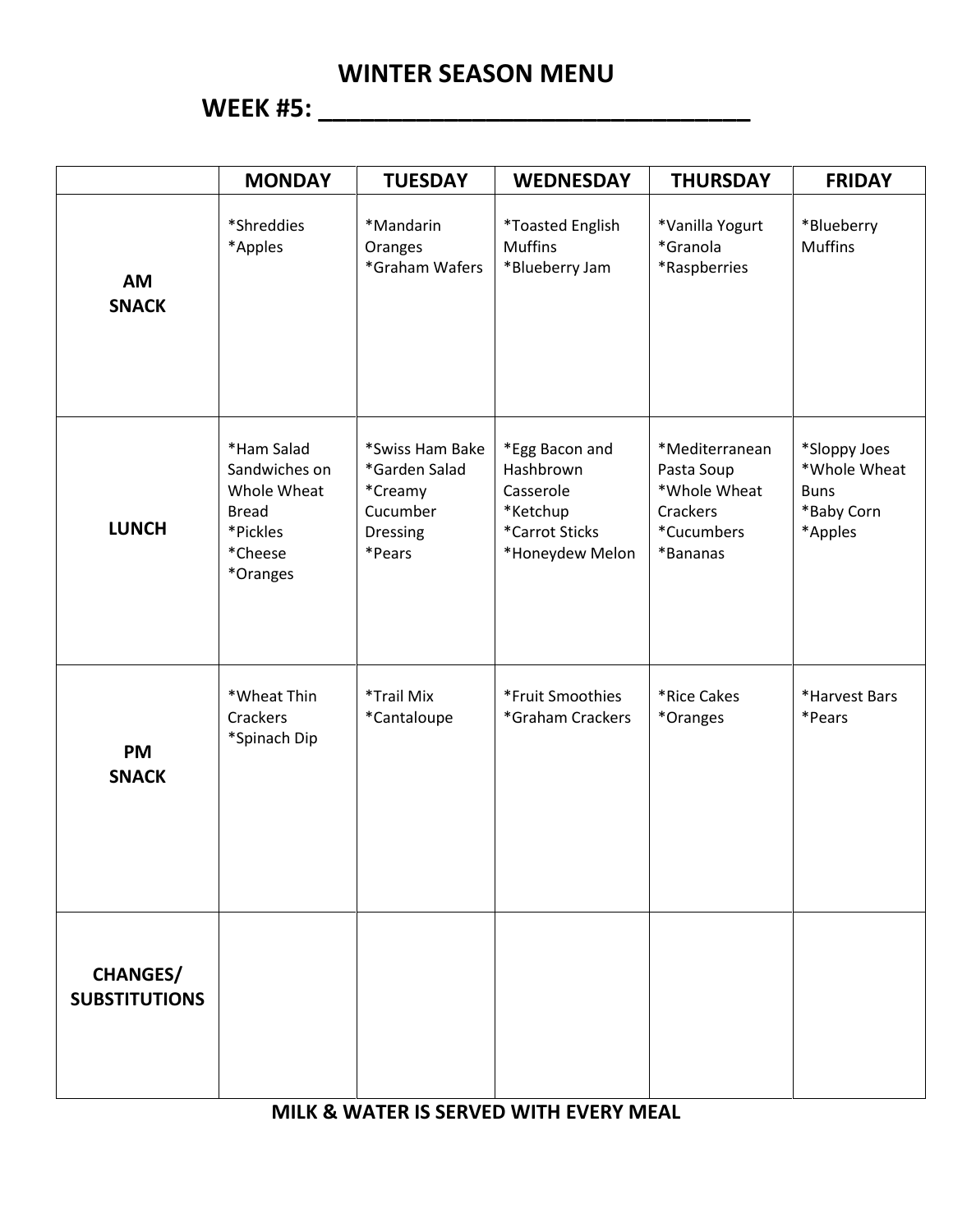# WINTER SEASON MENU

## WEEK #5: ______________________________

| | MONDAY | TUESDAY | WEDNESDAY | THURSDAY | FRIDAY |
|---|---|---|---|---|---|
| **AM SNACK** | *Shreddies<br>*Apples | *Mandarin Oranges<br>*Graham Wafers | *Toasted English Muffins<br>*Blueberry Jam | *Vanilla Yogurt<br>*Granola<br>*Raspberries | *Blueberry Muffins |
| **LUNCH** | *Ham Salad Sandwiches on Whole Wheat Bread<br>*Pickles<br>*Cheese<br>*Oranges | *Swiss Ham Bake<br>*Garden Salad<br>*Creamy Cucumber Dressing<br>*Pears | *Egg Bacon and Hashbrown Casserole<br>*Ketchup<br>*Carrot Sticks<br>*Honeydew Melon | *Mediterranean Pasta Soup<br>*Whole Wheat Crackers<br>*Cucumbers<br>*Bananas | *Sloppy Joes<br>*Whole Wheat Buns<br>*Baby Corn<br>*Apples |
| **PM SNACK** | *Wheat Thin Crackers<br>*Spinach Dip | *Trail Mix<br>*Cantaloupe | *Fruit Smoothies<br>*Graham Crackers | *Rice Cakes<br>*Oranges | *Harvest Bars<br>*Pears |
| **CHANGES/ SUBSTITUTIONS** | | | | | |

**MILK & WATER IS SERVED WITH EVERY MEAL**